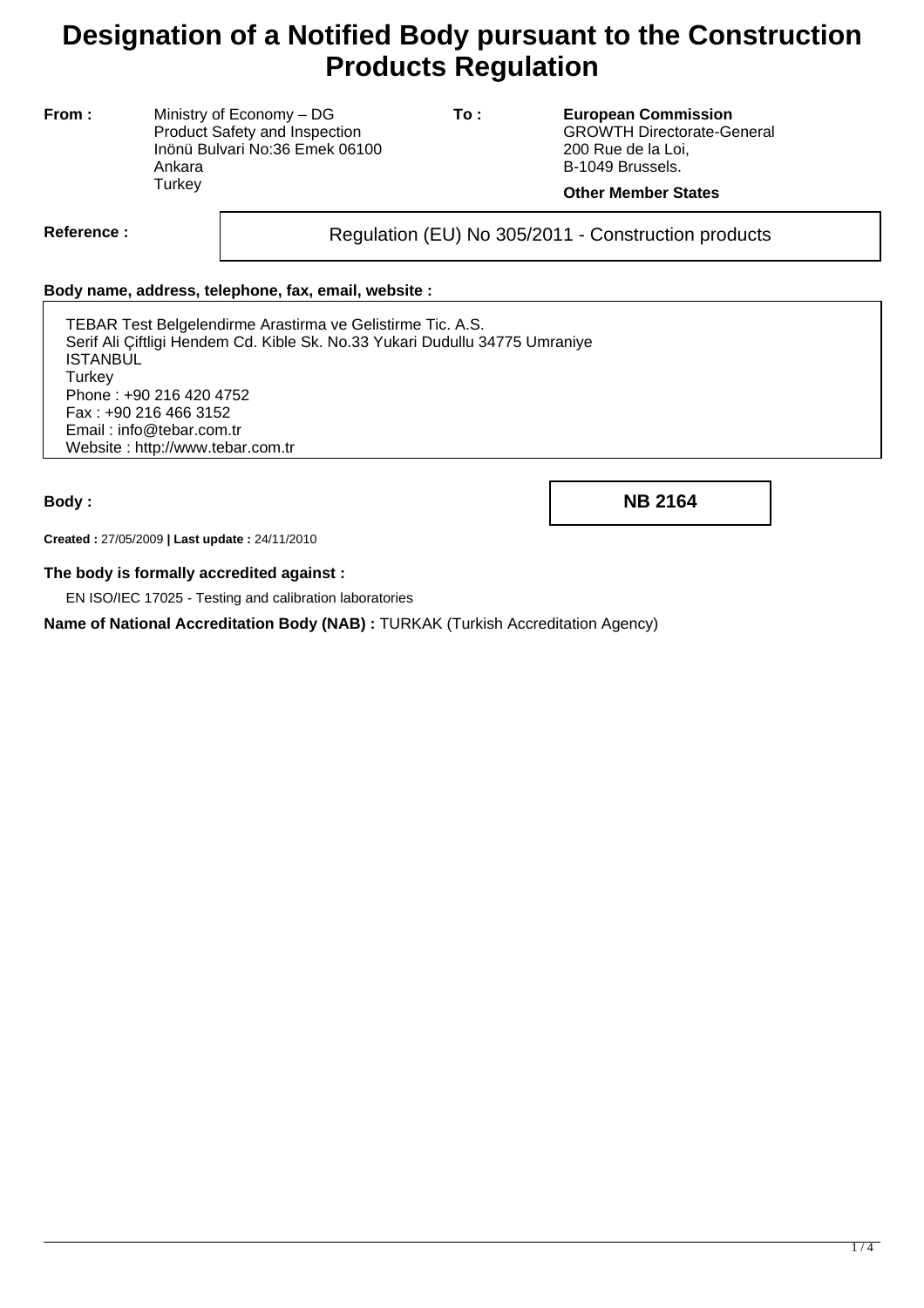# Designation of a Notified Body pursuant to the Construction Products Regulation

**From :**

Ministry of Economy – DG
Product Safety and Inspection
Inönü Bulvari No:36 Emek 06100
Ankara
Turkey

**To :**

**European Commission**
GROWTH Directorate-General
200 Rue de la Loi,
B-1049 Brussels.

**Other Member States**

**Reference :** Regulation (EU) No 305/2011 - Construction products

**Body name, address, telephone, fax, email, website :**

TEBAR Test Belgelendirme Arastirma ve Gelistirme Tic. A.S.
Serif Ali Çiftligi Hendem Cd. Kible Sk. No.33 Yukari Dudullu 34775 Umraniye
ISTANBUL
Turkey
Phone : +90 216 420 4752
Fax : +90 216 466 3152
Email : info@tebar.com.tr
Website : http://www.tebar.com.tr

**Body :** **NB 2164**

**Created :** 27/05/2009 **| Last update :** 24/11/2010

**The body is formally accredited against :**

EN ISO/IEC 17025 - Testing and calibration laboratories

**Name of National Accreditation Body (NAB) :** TURKAK (Turkish Accreditation Agency)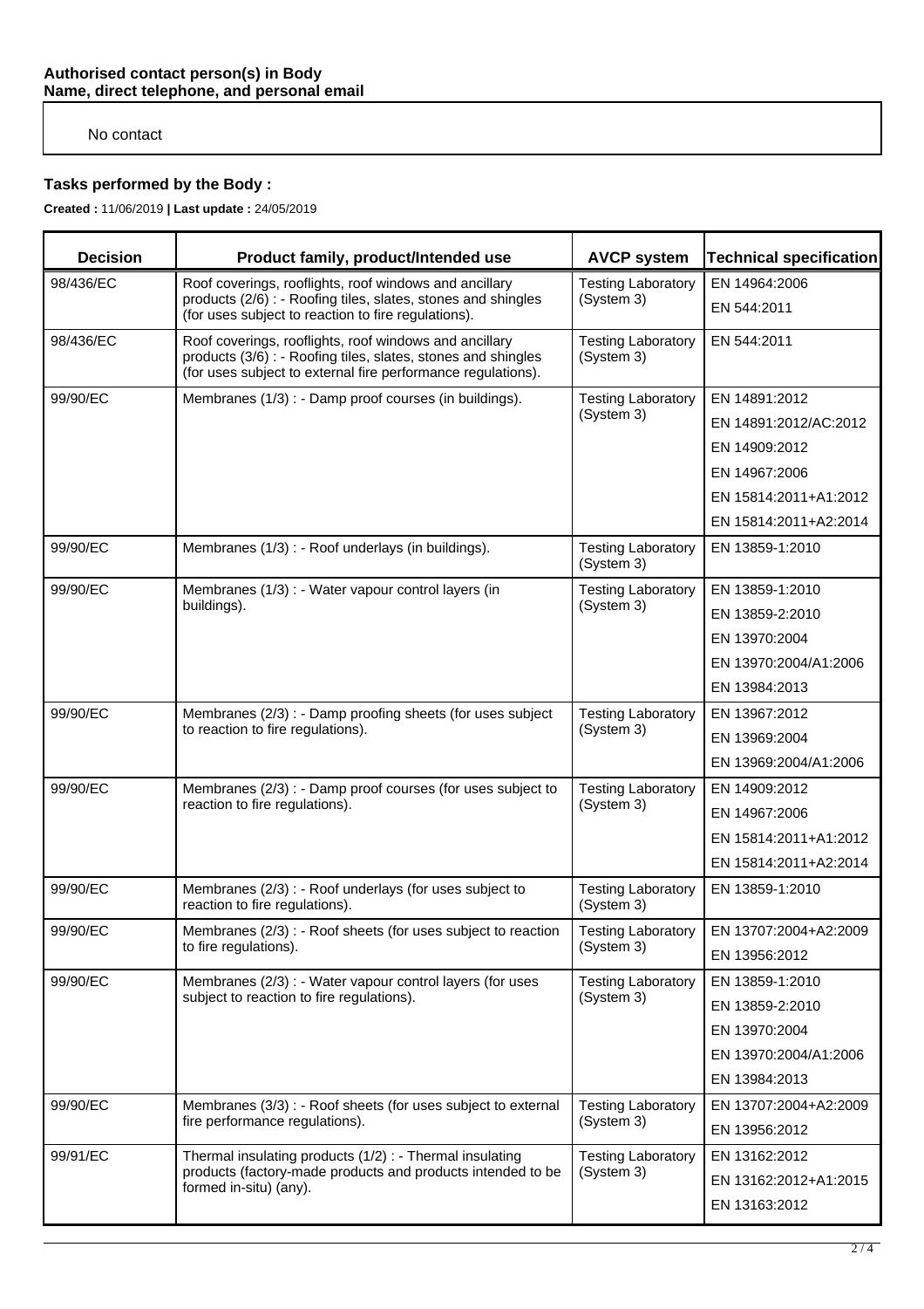**Authorised contact person(s) in Body**
**Name, direct telephone, and personal email**

No contact

## Tasks performed by the Body :

**Created :** 11/06/2019 **| Last update :** 24/05/2019

| Decision | Product family, product/Intended use | AVCP system | Technical specification |
|---|---|---|---|
| 98/436/EC | Roof coverings, rooflights, roof windows and ancillary products (2/6) : - Roofing tiles, slates, stones and shingles (for uses subject to reaction to fire regulations). | Testing Laboratory (System 3) | EN 14964:2006<br>EN 544:2011 |
| 98/436/EC | Roof coverings, rooflights, roof windows and ancillary products (3/6) : - Roofing tiles, slates, stones and shingles (for uses subject to external fire performance regulations). | Testing Laboratory (System 3) | EN 544:2011 |
| 99/90/EC | Membranes (1/3) : - Damp proof courses (in buildings). | Testing Laboratory (System 3) | EN 14891:2012<br>EN 14891:2012/AC:2012<br>EN 14909:2012<br>EN 14967:2006<br>EN 15814:2011+A1:2012<br>EN 15814:2011+A2:2014 |
| 99/90/EC | Membranes (1/3) : - Roof underlays (in buildings). | Testing Laboratory (System 3) | EN 13859-1:2010 |
| 99/90/EC | Membranes (1/3) : - Water vapour control layers (in buildings). | Testing Laboratory (System 3) | EN 13859-1:2010<br>EN 13859-2:2010<br>EN 13970:2004<br>EN 13970:2004/A1:2006<br>EN 13984:2013 |
| 99/90/EC | Membranes (2/3) : - Damp proofing sheets (for uses subject to reaction to fire regulations). | Testing Laboratory (System 3) | EN 13967:2012<br>EN 13969:2004<br>EN 13969:2004/A1:2006 |
| 99/90/EC | Membranes (2/3) : - Damp proof courses (for uses subject to reaction to fire regulations). | Testing Laboratory (System 3) | EN 14909:2012<br>EN 14967:2006<br>EN 15814:2011+A1:2012<br>EN 15814:2011+A2:2014 |
| 99/90/EC | Membranes (2/3) : - Roof underlays (for uses subject to reaction to fire regulations). | Testing Laboratory (System 3) | EN 13859-1:2010 |
| 99/90/EC | Membranes (2/3) : - Roof sheets (for uses subject to reaction to fire regulations). | Testing Laboratory (System 3) | EN 13707:2004+A2:2009<br>EN 13956:2012 |
| 99/90/EC | Membranes (2/3) : - Water vapour control layers (for uses subject to reaction to fire regulations). | Testing Laboratory (System 3) | EN 13859-1:2010<br>EN 13859-2:2010<br>EN 13970:2004<br>EN 13970:2004/A1:2006<br>EN 13984:2013 |
| 99/90/EC | Membranes (3/3) : - Roof sheets (for uses subject to external fire performance regulations). | Testing Laboratory (System 3) | EN 13707:2004+A2:2009<br>EN 13956:2012 |
| 99/91/EC | Thermal insulating products (1/2) : - Thermal insulating products (factory-made products and products intended to be formed in-situ) (any). | Testing Laboratory (System 3) | EN 13162:2012<br>EN 13162:2012+A1:2015<br>EN 13163:2012 |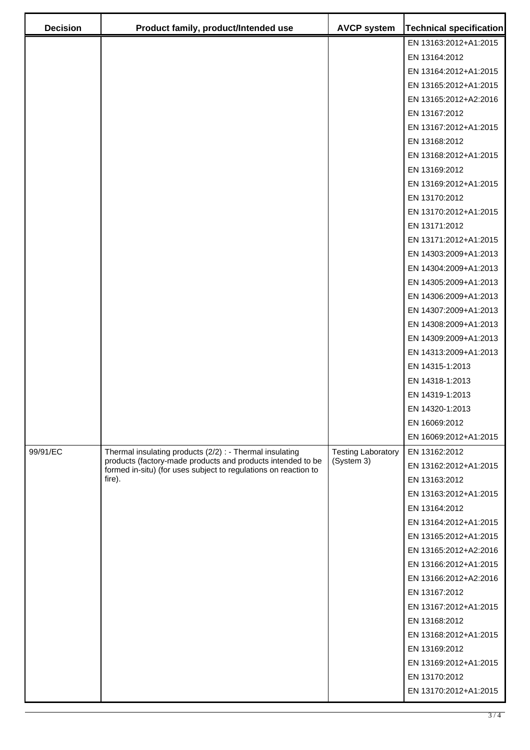| Decision | Product family, product/Intended use | AVCP system | Technical specification |
|---|---|---|---|
| | | | EN 13163:2012+A1:2015 |
| | | | EN 13164:2012 |
| | | | EN 13164:2012+A1:2015 |
| | | | EN 13165:2012+A1:2015 |
| | | | EN 13165:2012+A2:2016 |
| | | | EN 13167:2012 |
| | | | EN 13167:2012+A1:2015 |
| | | | EN 13168:2012 |
| | | | EN 13168:2012+A1:2015 |
| | | | EN 13169:2012 |
| | | | EN 13169:2012+A1:2015 |
| | | | EN 13170:2012 |
| | | | EN 13170:2012+A1:2015 |
| | | | EN 13171:2012 |
| | | | EN 13171:2012+A1:2015 |
| | | | EN 14303:2009+A1:2013 |
| | | | EN 14304:2009+A1:2013 |
| | | | EN 14305:2009+A1:2013 |
| | | | EN 14306:2009+A1:2013 |
| | | | EN 14307:2009+A1:2013 |
| | | | EN 14308:2009+A1:2013 |
| | | | EN 14309:2009+A1:2013 |
| | | | EN 14313:2009+A1:2013 |
| | | | EN 14315-1:2013 |
| | | | EN 14318-1:2013 |
| | | | EN 14319-1:2013 |
| | | | EN 14320-1:2013 |
| | | | EN 16069:2012 |
| | | | EN 16069:2012+A1:2015 |
| 99/91/EC | Thermal insulating products (2/2) : - Thermal insulating products (factory-made products and products intended to be formed in-situ) (for uses subject to regulations on reaction to fire). | Testing Laboratory (System 3) | EN 13162:2012 |
| | | | EN 13162:2012+A1:2015 |
| | | | EN 13163:2012 |
| | | | EN 13163:2012+A1:2015 |
| | | | EN 13164:2012 |
| | | | EN 13164:2012+A1:2015 |
| | | | EN 13165:2012+A1:2015 |
| | | | EN 13165:2012+A2:2016 |
| | | | EN 13166:2012+A1:2015 |
| | | | EN 13166:2012+A2:2016 |
| | | | EN 13167:2012 |
| | | | EN 13167:2012+A1:2015 |
| | | | EN 13168:2012 |
| | | | EN 13168:2012+A1:2015 |
| | | | EN 13169:2012 |
| | | | EN 13169:2012+A1:2015 |
| | | | EN 13170:2012 |
| | | | EN 13170:2012+A1:2015 |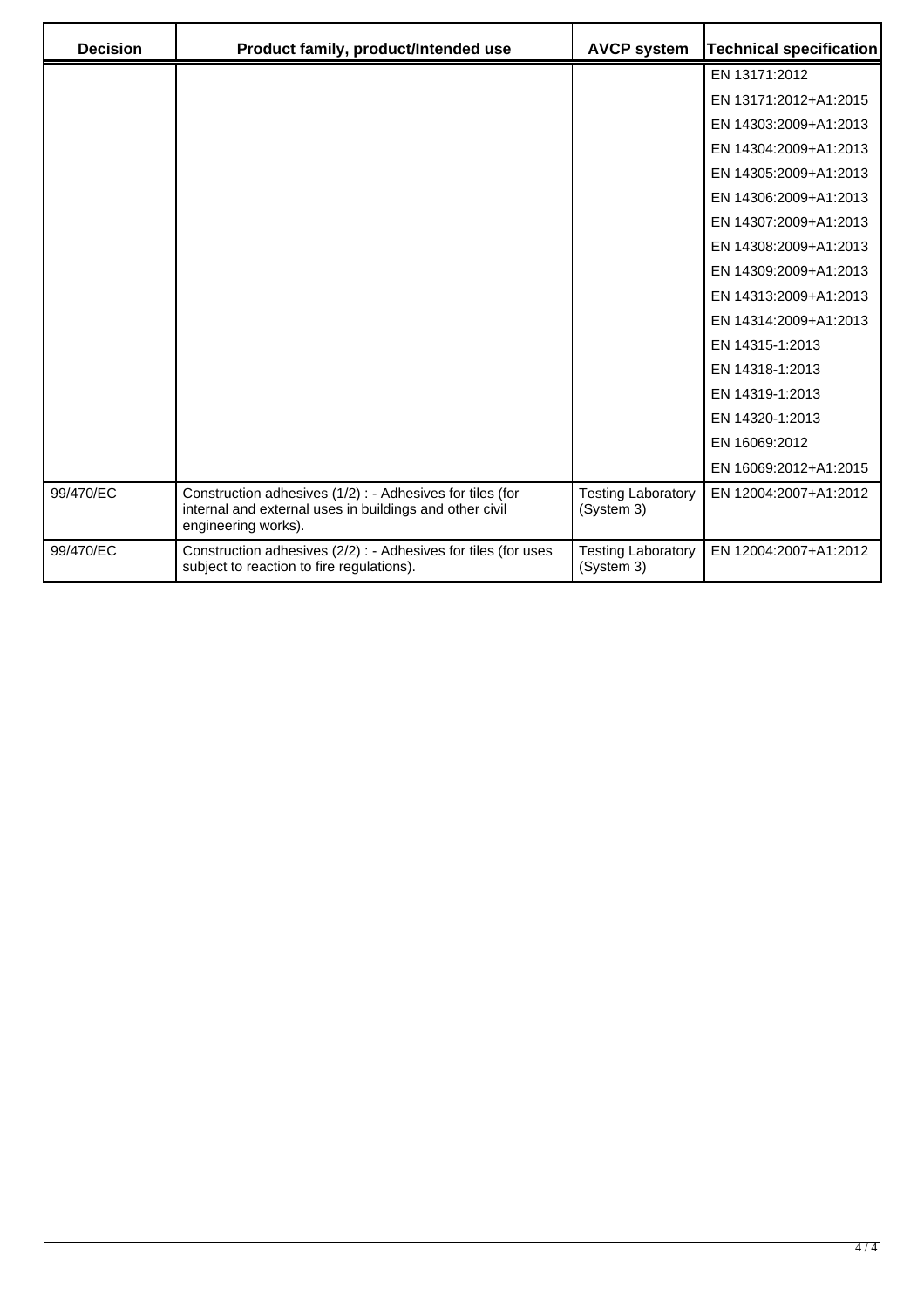| Decision | Product family, product/Intended use | AVCP system | Technical specification |
|---|---|---|---|
| | | | EN 13171:2012 |
| | | | EN 13171:2012+A1:2015 |
| | | | EN 14303:2009+A1:2013 |
| | | | EN 14304:2009+A1:2013 |
| | | | EN 14305:2009+A1:2013 |
| | | | EN 14306:2009+A1:2013 |
| | | | EN 14307:2009+A1:2013 |
| | | | EN 14308:2009+A1:2013 |
| | | | EN 14309:2009+A1:2013 |
| | | | EN 14313:2009+A1:2013 |
| | | | EN 14314:2009+A1:2013 |
| | | | EN 14315-1:2013 |
| | | | EN 14318-1:2013 |
| | | | EN 14319-1:2013 |
| | | | EN 14320-1:2013 |
| | | | EN 16069:2012 |
| | | | EN 16069:2012+A1:2015 |
| 99/470/EC | Construction adhesives (1/2) : - Adhesives for tiles (for internal and external uses in buildings and other civil engineering works). | Testing Laboratory (System 3) | EN 12004:2007+A1:2012 |
| 99/470/EC | Construction adhesives (2/2) : - Adhesives for tiles (for uses subject to reaction to fire regulations). | Testing Laboratory (System 3) | EN 12004:2007+A1:2012 |